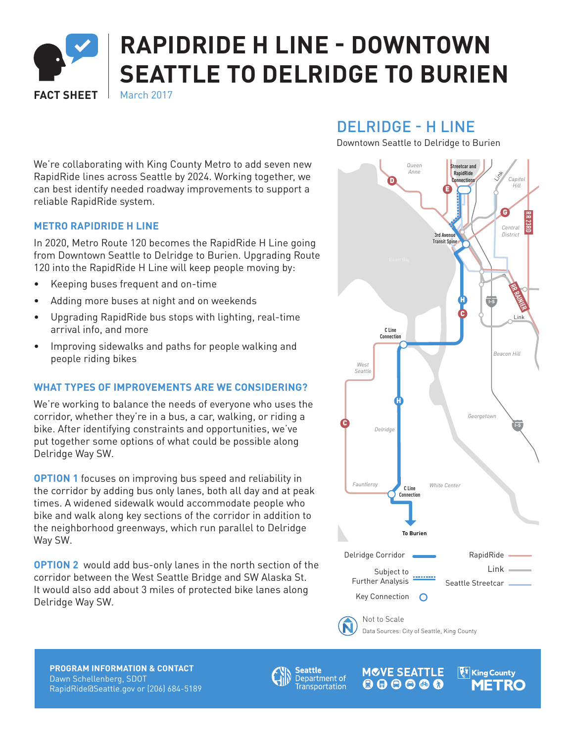# RAPIDRIDE H LINE - DOWNTOWN SEATTLE TO DELRIDGE TO BURIEN

**FACT SHEET**

March 2017

We're collaborating with King County Metro to add seven new RapidRide lines across Seattle by 2024. Working together, we can best identify needed roadway improvements to support a reliable RapidRide system.

### METRO RAPIDRIDE H LINE

In 2020, Metro Route 120 becomes the RapidRide H Line going from Downtown Seattle to Delridge to Burien. Upgrading Route 120 into the RapidRide H Line will keep people moving by:

- Keeping buses frequent and on-time
- Adding more buses at night and on weekends
- Upgrading RapidRide bus stops with lighting, real-time arrival info, and more
- Improving sidewalks and paths for people walking and people riding bikes

### WHAT TYPES OF IMPROVEMENTS ARE WE CONSIDERING?

We're working to balance the needs of everyone who uses the corridor, whether they're in a bus, a car, walking, or riding a bike. After identifying constraints and opportunities, we've put together some options of what could be possible along Delridge Way SW.

**OPTION 1** focuses on improving bus speed and reliability in the corridor by adding bus only lanes, both all day and at peak times. A widened sidewalk would accommodate people who bike and walk along key sections of the corridor in addition to the neighborhood greenways, which run parallel to Delridge Way SW.

**OPTION 2** would add bus-only lanes in the north section of the corridor between the West Seattle Bridge and SW Alaska St. It would also add about 3 miles of protected bike lanes along Delridge Way SW.

## DELRIDGE - H LINE

Downtown Seattle to Delridge to Burien

Queen Anne, Streetcar and RapidRide Connections, Link, Capitol Hill, Central District, RR 23RD, 3rd Avenue Transit Spine, Elliott Bay, RR RAINIER, I-5, C Line Connection, Beacon Hill, West Seattle, Delridge, Georgetown, Fauntleroy, White Center, C Line Connection, To Burien

Delridge Corridor — RapidRide — Subject to Further Analysis — Link — Seattle Streetcar — Key Connection

Not to Scale

Data Sources: City of Seattle, King County

**PROGRAM INFORMATION & CONTACT**
Dawn Schellenberg, SDOT
RapidRide@Seattle.gov or (206) 684-5189

Seattle Department of Transportation | MOVE SEATTLE | King County METRO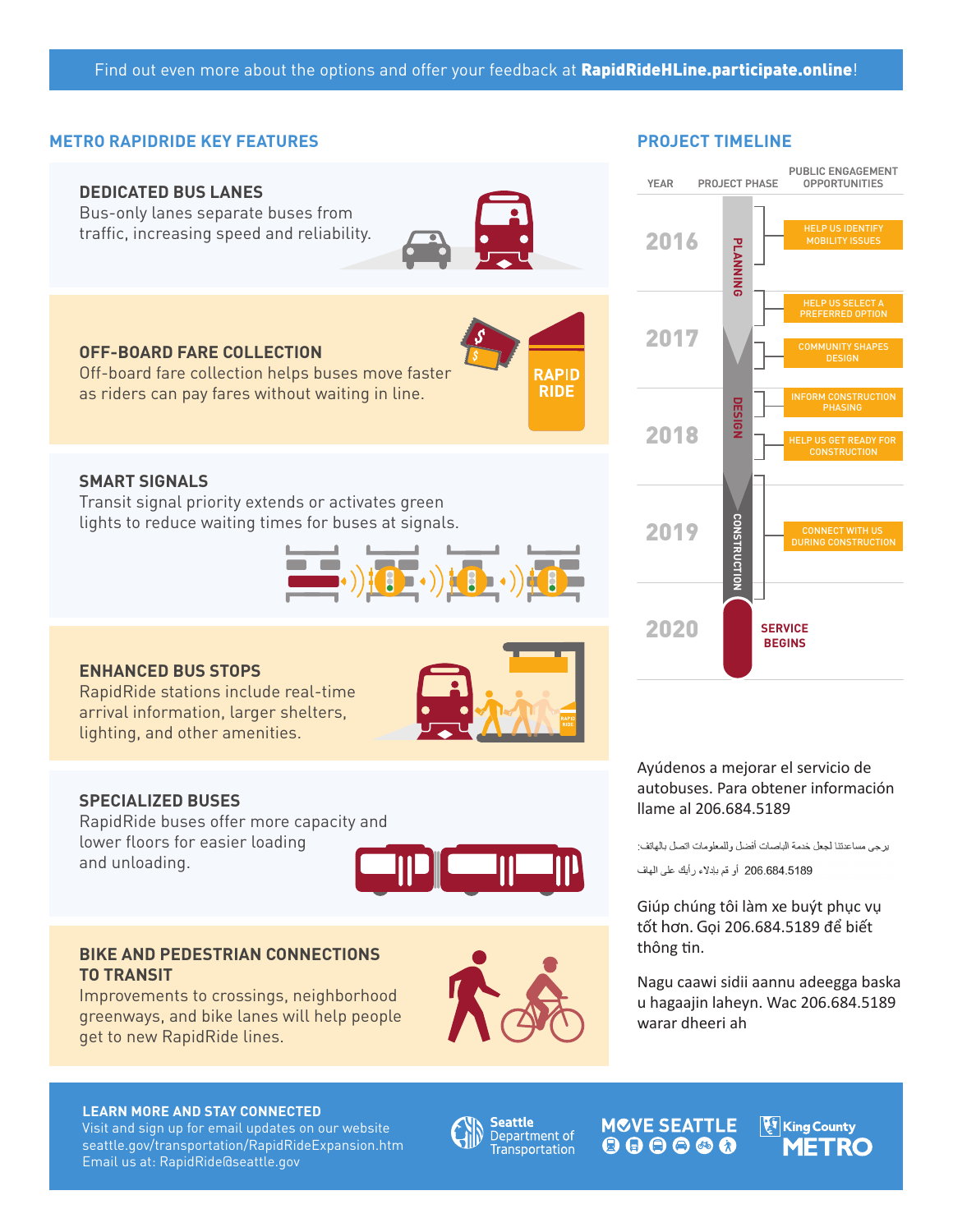Find out even more about the options and offer your feedback at **RapidRideHLine.participate.online**!

## METRO RAPIDRIDE KEY FEATURES

### DEDICATED BUS LANES

Bus-only lanes separate buses from traffic, increasing speed and reliability.

### OFF-BOARD FARE COLLECTION

Off-board fare collection helps buses move faster as riders can pay fares without waiting in line.

RAPID RIDE

### SMART SIGNALS

Transit signal priority extends or activates green lights to reduce waiting times for buses at signals.

### ENHANCED BUS STOPS

RapidRide stations include real-time arrival information, larger shelters, lighting, and other amenities.

### SPECIALIZED BUSES

RapidRide buses offer more capacity and lower floors for easier loading and unloading.

### BIKE AND PEDESTRIAN CONNECTIONS TO TRANSIT

Improvements to crossings, neighborhood greenways, and bike lanes will help people get to new RapidRide lines.

## PROJECT TIMELINE

YEAR

PROJECT PHASE

PUBLIC ENGAGEMENT OPPORTUNITIES

2016

2017

2018

2019

2020

PLANNING

DESIGN

CONSTRUCTION

HELP US IDENTIFY MOBILITY ISSUES

HELP US SELECT A PREFERRED OPTION

COMMUNITY SHAPES DESIGN

INFORM CONSTRUCTION PHASING

HELP US GET READY FOR CONSTRUCTION

CONNECT WITH US DURING CONSTRUCTION

SERVICE BEGINS

Ayúdenos a mejorar el servicio de autobuses. Para obtener información llame al 206.684.5189

يرجى مساعدتنا لجعل خدمة الباصات أفضل وللمعلومات اتصل بالهاتف:

206.684.5189 أو قم بإدلاء رأيك على الهاف

Giúp chúng tôi làm xe buýt phục vụ tốt hơn. Gọi 206.684.5189 để biết thông tin.

Nagu caawi sidii aannu adeegga baska u hagaajin laheyn. Wac 206.684.5189 warar dheeri ah

**LEARN MORE AND STAY CONNECTED**

Visit and sign up for email updates on our website seattle.gov/transportation/RapidRideExpansion.htm

Email us at: RapidRide@seattle.gov

Seattle Department of Transportation

MOVE SEATTLE

King County METRO